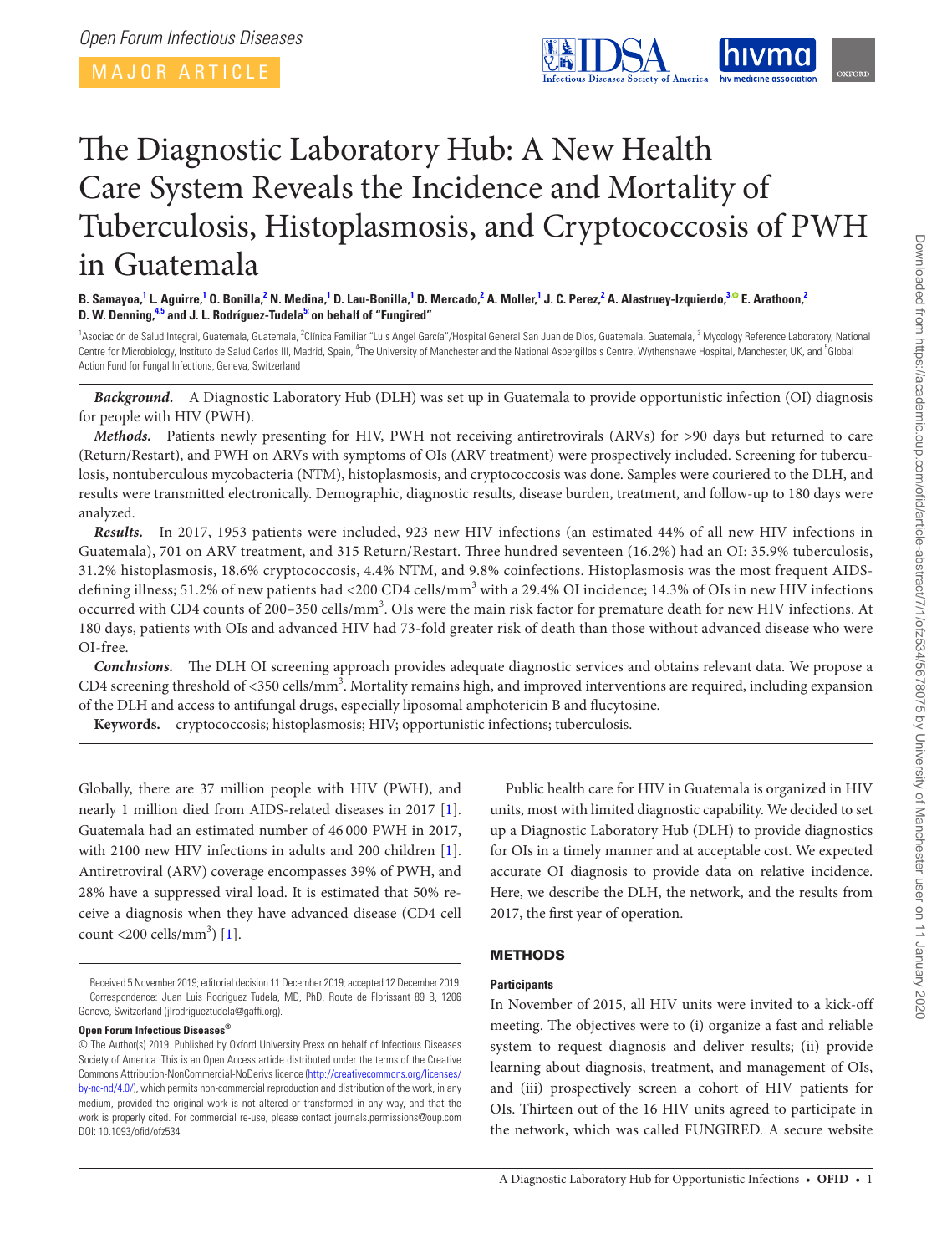Open Forum Infectious Diseases

MAJOR ARTICLE

# The Diagnostic Laboratory Hub: A New Health Care System Reveals the Incidence and Mortality of Tuberculosis, Histoplasmosis, and Cryptococcosis of PWH in Guatemala

**B. Samayoa,[1] L. Aguirre,[1] O. Bonilla,[2] N. Medina,[1] D. Lau-Bonilla,[1] D. Mercado,[2] A. Moller,[1] J. C. Perez,[2] A. Alastruey-Izquierdo,[3] E. Arathoon,[2] D. W. Denning,[4,5] and J. L. Rodríguez-Tudela[5]; on behalf of "Fungired"**

[1]Asociación de Salud Integral, Guatemala, Guatemala, [2]Clínica Familiar "Luis Angel García"/Hospital General San Juan de Dios, Guatemala, Guatemala, [3] Mycology Reference Laboratory, National Centre for Microbiology, Instituto de Salud Carlos III, Madrid, Spain, [4]The University of Manchester and the National Aspergillosis Centre, Wythenshawe Hospital, Manchester, UK, and [5]Global Action Fund for Fungal Infections, Geneva, Switzerland

***Background.*** A Diagnostic Laboratory Hub (DLH) was set up in Guatemala to provide opportunistic infection (OI) diagnosis for people with HIV (PWH).

***Methods.*** Patients newly presenting for HIV, PWH not receiving antiretrovirals (ARVs) for >90 days but returned to care (Return/Restart), and PWH on ARVs with symptoms of OIs (ARV treatment) were prospectively included. Screening for tuberculosis, nontuberculous mycobacteria (NTM), histoplasmosis, and cryptococcosis was done. Samples were couriered to the DLH, and results were transmitted electronically. Demographic, diagnostic results, disease burden, treatment, and follow-up to 180 days were analyzed.

***Results.*** In 2017, 1953 patients were included, 923 new HIV infections (an estimated 44% of all new HIV infections in Guatemala), 701 on ARV treatment, and 315 Return/Restart. Three hundred seventeen (16.2%) had an OI: 35.9% tuberculosis, 31.2% histoplasmosis, 18.6% cryptococcosis, 4.4% NTM, and 9.8% coinfections. Histoplasmosis was the most frequent AIDS-defining illness; 51.2% of new patients had <200 CD4 cells/mm$^3$ with a 29.4% OI incidence; 14.3% of OIs in new HIV infections occurred with CD4 counts of 200–350 cells/mm$^3$. OIs were the main risk factor for premature death for new HIV infections. At 180 days, patients with OIs and advanced HIV had 73-fold greater risk of death than those without advanced disease who were OI-free.

***Conclusions.*** The DLH OI screening approach provides adequate diagnostic services and obtains relevant data. We propose a CD4 screening threshold of <350 cells/mm$^3$. Mortality remains high, and improved interventions are required, including expansion of the DLH and access to antifungal drugs, especially liposomal amphotericin B and flucytosine.

**Keywords.** cryptococcosis; histoplasmosis; HIV; opportunistic infections; tuberculosis.

Globally, there are 37 million people with HIV (PWH), and nearly 1 million died from AIDS-related diseases in 2017 [1]. Guatemala had an estimated number of 46 000 PWH in 2017, with 2100 new HIV infections in adults and 200 children [1]. Antiretroviral (ARV) coverage encompasses 39% of PWH, and 28% have a suppressed viral load. It is estimated that 50% receive a diagnosis when they have advanced disease (CD4 cell count <200 cells/mm$^3$) [1].

Public health care for HIV in Guatemala is organized in HIV units, most with limited diagnostic capability. We decided to set up a Diagnostic Laboratory Hub (DLH) to provide diagnostics for OIs in a timely manner and at acceptable cost. We expected accurate OI diagnosis to provide data on relative incidence. Here, we describe the DLH, the network, and the results from 2017, the first year of operation.

## METHODS

### Participants

In November of 2015, all HIV units were invited to a kick-off meeting. The objectives were to (i) organize a fast and reliable system to request diagnosis and deliver results; (ii) provide learning about diagnosis, treatment, and management of OIs, and (iii) prospectively screen a cohort of HIV patients for OIs. Thirteen out of the 16 HIV units agreed to participate in the network, which was called FUNGIRED. A secure website

Received 5 November 2019; editorial decision 11 December 2019; accepted 12 December 2019.
Correspondence: Juan Luis Rodriguez Tudela, MD, PhD, Route de Florissant 89 B, 1206 Geneva, Switzerland (jlrodrigueztudela@gaffi.org).

**Open Forum Infectious Diseases®**
© The Author(s) 2019. Published by Oxford University Press on behalf of Infectious Diseases Society of America. This is an Open Access article distributed under the terms of the Creative Commons Attribution-NonCommercial-NoDerivs licence (http://creativecommons.org/licenses/by-nc-nd/4.0/), which permits non-commercial reproduction and distribution of the work, in any medium, provided the original work is not altered or transformed in any way, and that the work is properly cited. For commercial re-use, please contact journals.permissions@oup.com
DOI: 10.1093/ofid/ofz534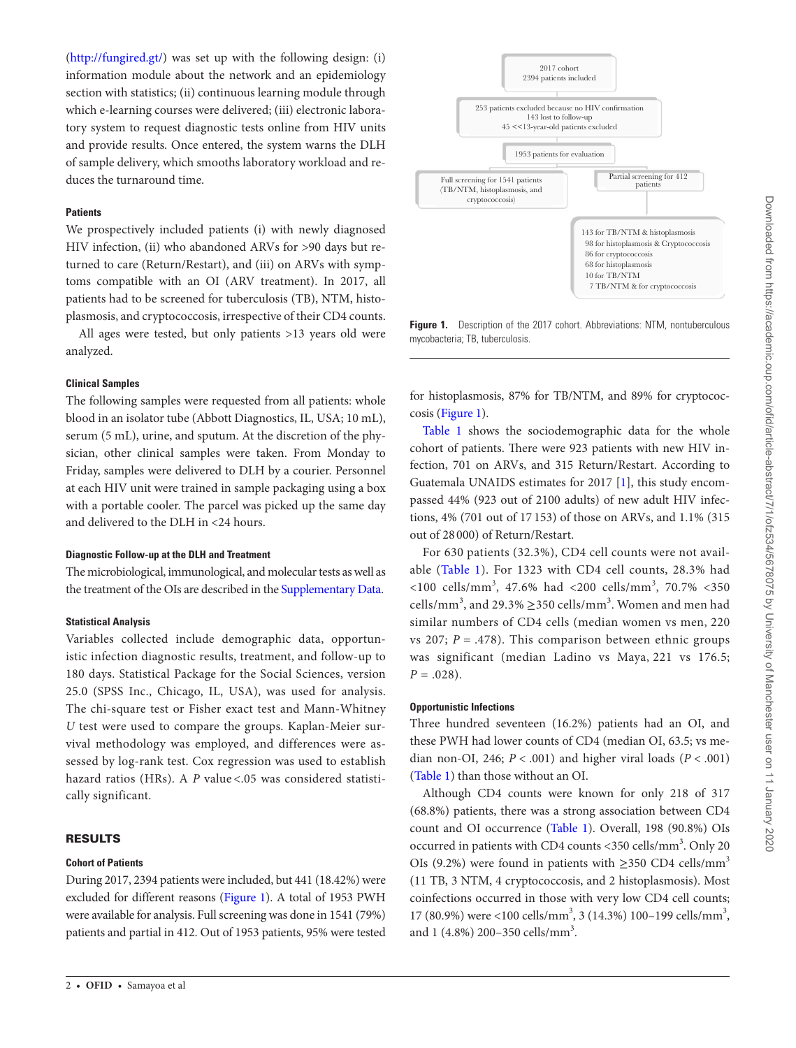(http://fungired.gt/) was set up with the following design: (i) information module about the network and an epidemiology section with statistics; (ii) continuous learning module through which e-learning courses were delivered; (iii) electronic laboratory system to request diagnostic tests online from HIV units and provide results. Once entered, the system warns the DLH of sample delivery, which smooths laboratory workload and reduces the turnaround time.

#### Patients

We prospectively included patients (i) with newly diagnosed HIV infection, (ii) who abandoned ARVs for >90 days but returned to care (Return/Restart), and (iii) on ARVs with symptoms compatible with an OI (ARV treatment). In 2017, all patients had to be screened for tuberculosis (TB), NTM, histoplasmosis, and cryptococcosis, irrespective of their CD4 counts.

All ages were tested, but only patients >13 years old were analyzed.

#### Clinical Samples

The following samples were requested from all patients: whole blood in an isolator tube (Abbott Diagnostics, IL, USA; 10 mL), serum (5 mL), urine, and sputum. At the discretion of the physician, other clinical samples were taken. From Monday to Friday, samples were delivered to DLH by a courier. Personnel at each HIV unit were trained in sample packaging using a box with a portable cooler. The parcel was picked up the same day and delivered to the DLH in <24 hours.

#### Diagnostic Follow-up at the DLH and Treatment

The microbiological, immunological, and molecular tests as well as the treatment of the OIs are described in the Supplementary Data.

#### Statistical Analysis

Variables collected include demographic data, opportunistic infection diagnostic results, treatment, and follow-up to 180 days. Statistical Package for the Social Sciences, version 25.0 (SPSS Inc., Chicago, IL, USA), was used for analysis. The chi-square test or Fisher exact test and Mann-Whitney *U* test were used to compare the groups. Kaplan-Meier survival methodology was employed, and differences were assessed by log-rank test. Cox regression was used to establish hazard ratios (HRs). A *P* value <.05 was considered statistically significant.

## RESULTS

#### Cohort of Patients

During 2017, 2394 patients were included, but 441 (18.42%) were excluded for different reasons (Figure 1). A total of 1953 PWH were available for analysis. Full screening was done in 1541 (79%) patients and partial in 412. Out of 1953 patients, 95% were tested for histoplasmosis, 87% for TB/NTM, and 89% for cryptococcosis (Figure 1).

2017 cohort
2394 patients included

253 patients excluded because no HIV confirmation
143 lost to follow-up
45 <<13-year-old patients excluded

1953 patients for evaluation

Full screening for 1541 patients
(TB/NTM, histoplasmosis, and cryptococcosis)

Partial screening for 412 patients

143 for TB/NTM & histoplasmosis
98 for histoplasmosis & Cryptococcosis
86 for cryptococcosis
68 for histoplasmosis
10 for TB/NTM
7 TB/NTM & for cryptococcosis

**Figure 1.** Description of the 2017 cohort. Abbreviations: NTM, nontuberculous mycobacteria; TB, tuberculosis.

Table 1 shows the sociodemographic data for the whole cohort of patients. There were 923 patients with new HIV infection, 701 on ARVs, and 315 Return/Restart. According to Guatemala UNAIDS estimates for 2017 [1], this study encompassed 44% (923 out of 2100 adults) of new adult HIV infections, 4% (701 out of 17 153) of those on ARVs, and 1.1% (315 out of 28 000) of Return/Restart.

For 630 patients (32.3%), CD4 cell counts were not available (Table 1). For 1323 with CD4 cell counts, 28.3% had <100 cells/mm$^3$, 47.6% had <200 cells/mm$^3$, 70.7% <350 cells/mm$^3$, and 29.3% ≥350 cells/mm$^3$. Women and men had similar numbers of CD4 cells (median women vs men, 220 vs 207; $P = .478$). This comparison between ethnic groups was significant (median Ladino vs Maya, 221 vs 176.5; $P = .028$).

#### Opportunistic Infections

Three hundred seventeen (16.2%) patients had an OI, and these PWH had lower counts of CD4 (median OI, 63.5; vs median non-OI, 246; $P < .001$) and higher viral loads ($P < .001$) (Table 1) than those without an OI.

Although CD4 counts were known for only 218 of 317 (68.8%) patients, there was a strong association between CD4 count and OI occurrence (Table 1). Overall, 198 (90.8%) OIs occurred in patients with CD4 counts <350 cells/mm$^3$. Only 20 OIs (9.2%) were found in patients with ≥350 CD4 cells/mm$^3$ (11 TB, 3 NTM, 4 cryptococcosis, and 2 histoplasmosis). Most coinfections occurred in those with very low CD4 cell counts; 17 (80.9%) were <100 cells/mm$^3$, 3 (14.3%) 100–199 cells/mm$^3$, and 1 (4.8%) 200–350 cells/mm$^3$.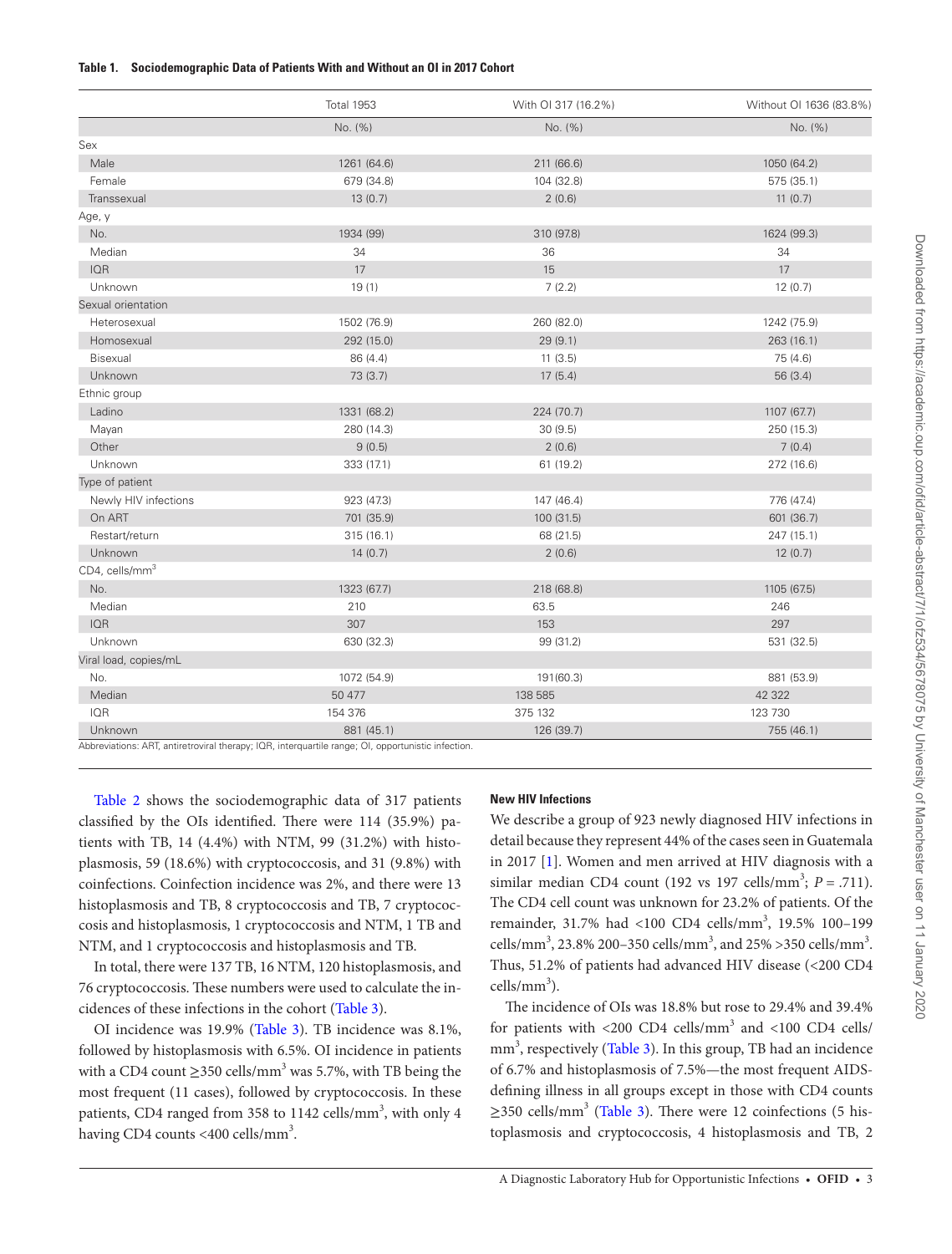**Table 1. Sociodemographic Data of Patients With and Without an OI in 2017 Cohort**

| | Total 1953 | With OI 317 (16.2%) | Without OI 1636 (83.8%) |
|---|---|---|---|
| | No. (%) | No. (%) | No. (%) |
| Sex | | | |
| Male | 1261 (64.6) | 211 (66.6) | 1050 (64.2) |
| Female | 679 (34.8) | 104 (32.8) | 575 (35.1) |
| Transsexual | 13 (0.7) | 2 (0.6) | 11 (0.7) |
| Age, y | | | |
| No. | 1934 (99) | 310 (97.8) | 1624 (99.3) |
| Median | 34 | 36 | 34 |
| IQR | 17 | 15 | 17 |
| Unknown | 19 (1) | 7 (2.2) | 12 (0.7) |
| Sexual orientation | | | |
| Heterosexual | 1502 (76.9) | 260 (82.0) | 1242 (75.9) |
| Homosexual | 292 (15.0) | 29 (9.1) | 263 (16.1) |
| Bisexual | 86 (4.4) | 11 (3.5) | 75 (4.6) |
| Unknown | 73 (3.7) | 17 (5.4) | 56 (3.4) |
| Ethnic group | | | |
| Ladino | 1331 (68.2) | 224 (70.7) | 1107 (67.7) |
| Mayan | 280 (14.3) | 30 (9.5) | 250 (15.3) |
| Other | 9 (0.5) | 2 (0.6) | 7 (0.4) |
| Unknown | 333 (17.1) | 61 (19.2) | 272 (16.6) |
| Type of patient | | | |
| Newly HIV infections | 923 (47.3) | 147 (46.4) | 776 (47.4) |
| On ART | 701 (35.9) | 100 (31.5) | 601 (36.7) |
| Restart/return | 315 (16.1) | 68 (21.5) | 247 (15.1) |
| Unknown | 14 (0.7) | 2 (0.6) | 12 (0.7) |
| CD4, cells/mm$^3$ | | | |
| No. | 1323 (67.7) | 218 (68.8) | 1105 (67.5) |
| Median | 210 | 63.5 | 246 |
| IQR | 307 | 153 | 297 |
| Unknown | 630 (32.3) | 99 (31.2) | 531 (32.5) |
| Viral load, copies/mL | | | |
| No. | 1072 (54.9) | 191(60.3) | 881 (53.9) |
| Median | 50 477 | 138 585 | 42 322 |
| IQR | 154 376 | 375 132 | 123 730 |
| Unknown | 881 (45.1) | 126 (39.7) | 755 (46.1) |

Abbreviations: ART, antiretroviral therapy; IQR, interquartile range; OI, opportunistic infection.

Table 2 shows the sociodemographic data of 317 patients classified by the OIs identified. There were 114 (35.9%) patients with TB, 14 (4.4%) with NTM, 99 (31.2%) with histoplasmosis, 59 (18.6%) with cryptococcosis, and 31 (9.8%) with coinfections. Coinfection incidence was 2%, and there were 13 histoplasmosis and TB, 8 cryptococcosis and TB, 7 cryptococcosis and histoplasmosis, 1 cryptococcosis and NTM, 1 TB and NTM, and 1 cryptococcosis and histoplasmosis and TB.

In total, there were 137 TB, 16 NTM, 120 histoplasmosis, and 76 cryptococcosis. These numbers were used to calculate the incidences of these infections in the cohort (Table 3).

OI incidence was 19.9% (Table 3). TB incidence was 8.1%, followed by histoplasmosis with 6.5%. OI incidence in patients with a CD4 count ≥350 cells/mm$^3$ was 5.7%, with TB being the most frequent (11 cases), followed by cryptococcosis. In these patients, CD4 ranged from 358 to 1142 cells/mm$^3$, with only 4 having CD4 counts <400 cells/mm$^3$.

#### New HIV Infections

We describe a group of 923 newly diagnosed HIV infections in detail because they represent 44% of the cases seen in Guatemala in 2017 [1]. Women and men arrived at HIV diagnosis with a similar median CD4 count (192 vs 197 cells/mm$^3$; $P = .711$). The CD4 cell count was unknown for 23.2% of patients. Of the remainder, 31.7% had <100 CD4 cells/mm$^3$, 19.5% 100–199 cells/mm$^3$, 23.8% 200–350 cells/mm$^3$, and 25% >350 cells/mm$^3$. Thus, 51.2% of patients had advanced HIV disease (<200 CD4 cells/mm$^3$).

The incidence of OIs was 18.8% but rose to 29.4% and 39.4% for patients with <200 CD4 cells/mm$^3$ and <100 CD4 cells/mm$^3$, respectively (Table 3). In this group, TB had an incidence of 6.7% and histoplasmosis of 7.5%—the most frequent AIDS-defining illness in all groups except in those with CD4 counts ≥350 cells/mm$^3$ (Table 3). There were 12 coinfections (5 histoplasmosis and cryptococcosis, 4 histoplasmosis and TB, 2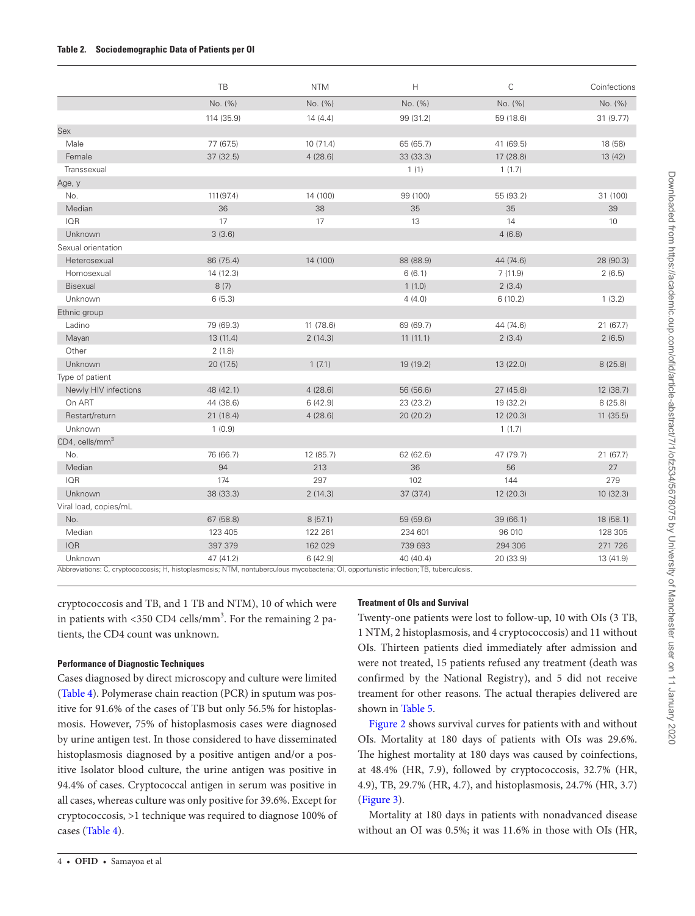**Table 2. Sociodemographic Data of Patients per OI**

| | TB | NTM | H | C | Coinfections |
|---|---|---|---|---|---|
| | No. (%) | No. (%) | No. (%) | No. (%) | No. (%) |
| | 114 (35.9) | 14 (4.4) | 99 (31.2) | 59 (18.6) | 31 (9.77) |
| Sex | | | | | |
| Male | 77 (67.5) | 10 (71.4) | 65 (65.7) | 41 (69.5) | 18 (58) |
| Female | 37 (32.5) | 4 (28.6) | 33 (33.3) | 17 (28.8) | 13 (42) |
| Transsexual | | | 1 (1) | 1 (1.7) | |
| Age, y | | | | | |
| No. | 111(97.4) | 14 (100) | 99 (100) | 55 (93.2) | 31 (100) |
| Median | 36 | 38 | 35 | 35 | 39 |
| IQR | 17 | 17 | 13 | 14 | 10 |
| Unknown | 3 (3.6) | | | 4 (6.8) | |
| Sexual orientation | | | | | |
| Heterosexual | 86 (75.4) | 14 (100) | 88 (88.9) | 44 (74.6) | 28 (90.3) |
| Homosexual | 14 (12.3) | | 6 (6.1) | 7 (11.9) | 2 (6.5) |
| Bisexual | 8 (7) | | 1 (1.0) | 2 (3.4) | |
| Unknown | 6 (5.3) | | 4 (4.0) | 6 (10.2) | 1 (3.2) |
| Ethnic group | | | | | |
| Ladino | 79 (69.3) | 11 (78.6) | 69 (69.7) | 44 (74.6) | 21 (67.7) |
| Mayan | 13 (11.4) | 2 (14.3) | 11 (11.1) | 2 (3.4) | 2 (6.5) |
| Other | 2 (1.8) | | | | |
| Unknown | 20 (17.5) | 1 (7.1) | 19 (19.2) | 13 (22.0) | 8 (25.8) |
| Type of patient | | | | | |
| Newly HIV infections | 48 (42.1) | 4 (28.6) | 56 (56.6) | 27 (45.8) | 12 (38.7) |
| On ART | 44 (38.6) | 6 (42.9) | 23 (23.2) | 19 (32.2) | 8 (25.8) |
| Restart/return | 21 (18.4) | 4 (28.6) | 20 (20.2) | 12 (20.3) | 11 (35.5) |
| Unknown | 1 (0.9) | | | 1 (1.7) | |
| CD4, cells/mm$^3$ | | | | | |
| No. | 76 (66.7) | 12 (85.7) | 62 (62.6) | 47 (79.7) | 21 (67.7) |
| Median | 94 | 213 | 36 | 56 | 27 |
| IQR | 174 | 297 | 102 | 144 | 279 |
| Unknown | 38 (33.3) | 2 (14.3) | 37 (37.4) | 12 (20.3) | 10 (32.3) |
| Viral load, copies/mL | | | | | |
| No. | 67 (58.8) | 8 (57.1) | 59 (59.6) | 39 (66.1) | 18 (58.1) |
| Median | 123 405 | 122 261 | 234 601 | 96 010 | 128 305 |
| IQR | 397 379 | 162 029 | 739 693 | 294 306 | 271 726 |
| Unknown | 47 (41.2) | 6 (42.9) | 40 (40.4) | 20 (33.9) | 13 (41.9) |

Abbreviations: C, cryptococcosis; H, histoplasmosis; NTM, nontuberculous mycobacteria; OI, opportunistic infection; TB, tuberculosis.

cryptococcosis and TB, and 1 TB and NTM), 10 of which were in patients with <350 CD4 cells/mm$^3$. For the remaining 2 patients, the CD4 count was unknown.

#### Performance of Diagnostic Techniques

Cases diagnosed by direct microscopy and culture were limited (Table 4). Polymerase chain reaction (PCR) in sputum was positive for 91.6% of the cases of TB but only 56.5% for histoplasmosis. However, 75% of histoplasmosis cases were diagnosed by urine antigen test. In those considered to have disseminated histoplasmosis diagnosed by a positive antigen and/or a positive Isolator blood culture, the urine antigen was positive in 94.4% of cases. Cryptococcal antigen in serum was positive in all cases, whereas culture was only positive for 39.6%. Except for cryptococcosis, >1 technique was required to diagnose 100% of cases (Table 4).

#### Treatment of OIs and Survival

Twenty-one patients were lost to follow-up, 10 with OIs (3 TB, 1 NTM, 2 histoplasmosis, and 4 cryptococcosis) and 11 without OIs. Thirteen patients died immediately after admission and were not treated, 15 patients refused any treatment (death was confirmed by the National Registry), and 5 did not receive treament for other reasons. The actual therapies delivered are shown in Table 5.

Figure 2 shows survival curves for patients with and without OIs. Mortality at 180 days of patients with OIs was 29.6%. The highest mortality at 180 days was caused by coinfections, at 48.4% (HR, 7.9), followed by cryptococcosis, 32.7% (HR, 4.9), TB, 29.7% (HR, 4.7), and histoplasmosis, 24.7% (HR, 3.7) (Figure 3).

Mortality at 180 days in patients with nonadvanced disease without an OI was 0.5%; it was 11.6% in those with OIs (HR,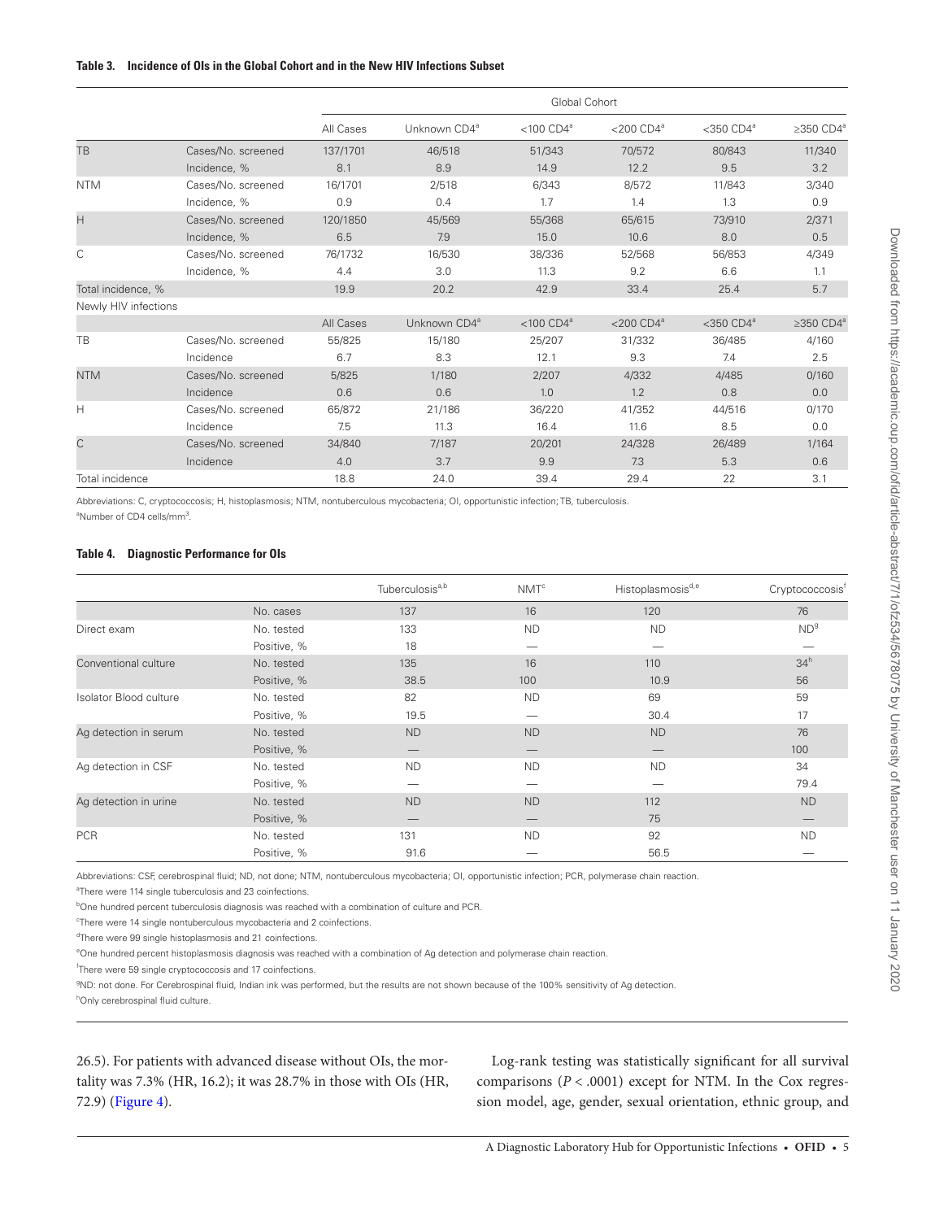**Table 3. Incidence of OIs in the Global Cohort and in the New HIV Infections Subset**

| | | Global Cohort | | | | | |
|---|---|---|---|---|---|---|---|
| | | All Cases | Unknown CD4[a] | <100 CD4[a] | <200 CD4[a] | <350 CD4[a] | ≥350 CD4[a] |
| TB | Cases/No. screened | 137/1701 | 46/518 | 51/343 | 70/572 | 80/843 | 11/340 |
| | Incidence, % | 8.1 | 8.9 | 14.9 | 12.2 | 9.5 | 3.2 |
| NTM | Cases/No. screened | 16/1701 | 2/518 | 6/343 | 8/572 | 11/843 | 3/340 |
| | Incidence, % | 0.9 | 0.4 | 1.7 | 1.4 | 1.3 | 0.9 |
| H | Cases/No. screened | 120/1850 | 45/569 | 55/368 | 65/615 | 73/910 | 2/371 |
| | Incidence, % | 6.5 | 7.9 | 15.0 | 10.6 | 8.0 | 0.5 |
| C | Cases/No. screened | 76/1732 | 16/530 | 38/336 | 52/568 | 56/853 | 4/349 |
| | Incidence, % | 4.4 | 3.0 | 11.3 | 9.2 | 6.6 | 1.1 |
| Total incidence, % | | 19.9 | 20.2 | 42.9 | 33.4 | 25.4 | 5.7 |
| Newly HIV infections | | | | | | | |
| | | All Cases | Unknown CD4[a] | <100 CD4[a] | <200 CD4[a] | <350 CD4[a] | ≥350 CD4[a] |
| TB | Cases/No. screened | 55/825 | 15/180 | 25/207 | 31/332 | 36/485 | 4/160 |
| | Incidence | 6.7 | 8.3 | 12.1 | 9.3 | 7.4 | 2.5 |
| NTM | Cases/No. screened | 5/825 | 1/180 | 2/207 | 4/332 | 4/485 | 0/160 |
| | Incidence | 0.6 | 0.6 | 1.0 | 1.2 | 0.8 | 0.0 |
| H | Cases/No. screened | 65/872 | 21/186 | 36/220 | 41/352 | 44/516 | 0/170 |
| | Incidence | 7.5 | 11.3 | 16.4 | 11.6 | 8.5 | 0.0 |
| C | Cases/No. screened | 34/840 | 7/187 | 20/201 | 24/328 | 26/489 | 1/164 |
| | Incidence | 4.0 | 3.7 | 9.9 | 7.3 | 5.3 | 0.6 |
| Total incidence | | 18.8 | 24.0 | 39.4 | 29.4 | 22 | 3.1 |

Abbreviations: C, cryptococcosis; H, histoplasmosis; NTM, nontuberculous mycobacteria; OI, opportunistic infection; TB, tuberculosis.

[a]Number of CD4 cells/mm$^3$.

**Table 4. Diagnostic Performance for OIs**

| | | Tuberculosis[a,b] | NMT[c] | Histoplasmosis[d,e] | Cryptococcosis[f] |
|---|---|---|---|---|---|
| | No. cases | 137 | 16 | 120 | 76 |
| Direct exam | No. tested | 133 | ND | ND | ND[g] |
| | Positive, % | 18 | — | — | — |
| Conventional culture | No. tested | 135 | 16 | 110 | 34[h] |
| | Positive, % | 38.5 | 100 | 10.9 | 56 |
| Isolator Blood culture | No. tested | 82 | ND | 69 | 59 |
| | Positive, % | 19.5 | — | 30.4 | 17 |
| Ag detection in serum | No. tested | ND | ND | ND | 76 |
| | Positive, % | — | — | — | 100 |
| Ag detection in CSF | No. tested | ND | ND | ND | 34 |
| | Positive, % | — | — | — | 79.4 |
| Ag detection in urine | No. tested | ND | ND | 112 | ND |
| | Positive, % | — | — | 75 | — |
| PCR | No. tested | 131 | ND | 92 | ND |
| | Positive, % | 91.6 | — | 56.5 | — |

Abbreviations: CSF, cerebrospinal fluid; ND, not done; NTM, nontuberculous mycobacteria; OI, opportunistic infection; PCR, polymerase chain reaction.

[a]There were 114 single tuberculosis and 23 coinfections.

[b]One hundred percent tuberculosis diagnosis was reached with a combination of culture and PCR.

[c]There were 14 single nontuberculous mycobacteria and 2 coinfections.

[d]There were 99 single histoplasmosis and 21 coinfections.

[e]One hundred percent histoplasmosis diagnosis was reached with a combination of Ag detection and polymerase chain reaction.

[f]There were 59 single cryptococcosis and 17 coinfections.

[g]ND: not done. For Cerebrospinal fluid, Indian ink was performed, but the results are not shown because of the 100% sensitivity of Ag detection.

[h]Only cerebrospinal fluid culture.

26.5). For patients with advanced disease without OIs, the mortality was 7.3% (HR, 16.2); it was 28.7% in those with OIs (HR, 72.9) (Figure 4).

Log-rank testing was statistically significant for all survival comparisons ($P < .0001$) except for NTM. In the Cox regression model, age, gender, sexual orientation, ethnic group, and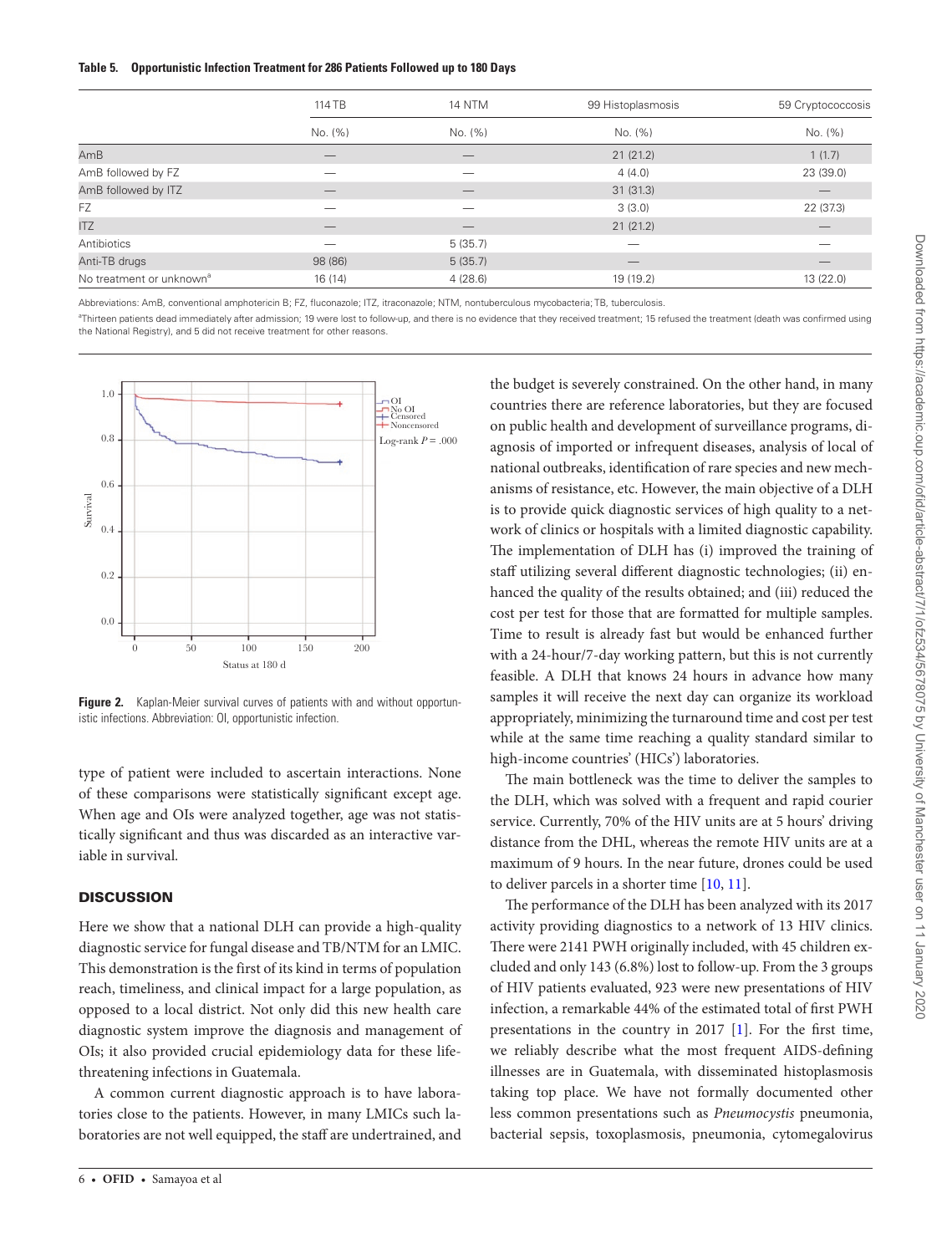**Table 5. Opportunistic Infection Treatment for 286 Patients Followed up to 180 Days**

| | 114 TB | 14 NTM | 99 Histoplasmosis | 59 Cryptococcosis |
|---|---|---|---|---|
| | No. (%) | No. (%) | No. (%) | No. (%) |
| AmB | — | — | 21 (21.2) | 1 (1.7) |
| AmB followed by FZ | — | — | 4 (4.0) | 23 (39.0) |
| AmB followed by ITZ | — | — | 31 (31.3) | — |
| FZ | — | — | 3 (3.0) | 22 (37.3) |
| ITZ | — | — | 21 (21.2) | — |
| Antibiotics | — | 5 (35.7) | — | — |
| Anti-TB drugs | 98 (86) | 5 (35.7) | — | — |
| No treatment or unknown[a] | 16 (14) | 4 (28.6) | 19 (19.2) | 13 (22.0) |

Abbreviations: AmB, conventional amphotericin B; FZ, fluconazole; ITZ, itraconazole; NTM, nontuberculous mycobacteria; TB, tuberculosis.

[a]Thirteen patients dead immediately after admission; 19 were lost to follow-up, and there is no evidence that they received treatment; 15 refused the treatment (death was confirmed using the National Registry), and 5 did not receive treatment for other reasons.

OI
No OI
Censored
Noncensored
Log-rank $P = .000$

Survival

1.0
0.8
0.6
0.4
0.2
0.0

0
50
100
150
200

Status at 180 d

**Figure 2.** Kaplan-Meier survival curves of patients with and without opportunistic infections. Abbreviation: OI, opportunistic infection.

type of patient were included to ascertain interactions. None of these comparisons were statistically significant except age. When age and OIs were analyzed together, age was not statistically significant and thus was discarded as an interactive variable in survival.

## DISCUSSION

Here we show that a national DLH can provide a high-quality diagnostic service for fungal disease and TB/NTM for an LMIC. This demonstration is the first of its kind in terms of population reach, timeliness, and clinical impact for a large population, as opposed to a local district. Not only did this new health care diagnostic system improve the diagnosis and management of OIs; it also provided crucial epidemiology data for these life-threatening infections in Guatemala.

A common current diagnostic approach is to have laboratories close to the patients. However, in many LMICs such laboratories are not well equipped, the staff are undertrained, and the budget is severely constrained. On the other hand, in many countries there are reference laboratories, but they are focused on public health and development of surveillance programs, diagnosis of imported or infrequent diseases, analysis of local of national outbreaks, identification of rare species and new mechanisms of resistance, etc. However, the main objective of a DLH is to provide quick diagnostic services of high quality to a network of clinics or hospitals with a limited diagnostic capability. The implementation of DLH has (i) improved the training of staff utilizing several different diagnostic technologies; (ii) enhanced the quality of the results obtained; and (iii) reduced the cost per test for those that are formatted for multiple samples. Time to result is already fast but would be enhanced further with a 24-hour/7-day working pattern, but this is not currently feasible. A DLH that knows 24 hours in advance how many samples it will receive the next day can organize its workload appropriately, minimizing the turnaround time and cost per test while at the same time reaching a quality standard similar to high-income countries' (HICs') laboratories.

The main bottleneck was the time to deliver the samples to the DLH, which was solved with a frequent and rapid courier service. Currently, 70% of the HIV units are at 5 hours' driving distance from the DHL, whereas the remote HIV units are at a maximum of 9 hours. In the near future, drones could be used to deliver parcels in a shorter time [10, 11].

The performance of the DLH has been analyzed with its 2017 activity providing diagnostics to a network of 13 HIV clinics. There were 2141 PWH originally included, with 45 children excluded and only 143 (6.8%) lost to follow-up. From the 3 groups of HIV patients evaluated, 923 were new presentations of HIV infection, a remarkable 44% of the estimated total of first PWH presentations in the country in 2017 [1]. For the first time, we reliably describe what the most frequent AIDS-defining illnesses are in Guatemala, with disseminated histoplasmosis taking top place. We have not formally documented other less common presentations such as *Pneumocystis* pneumonia, bacterial sepsis, toxoplasmosis, pneumonia, cytomegalovirus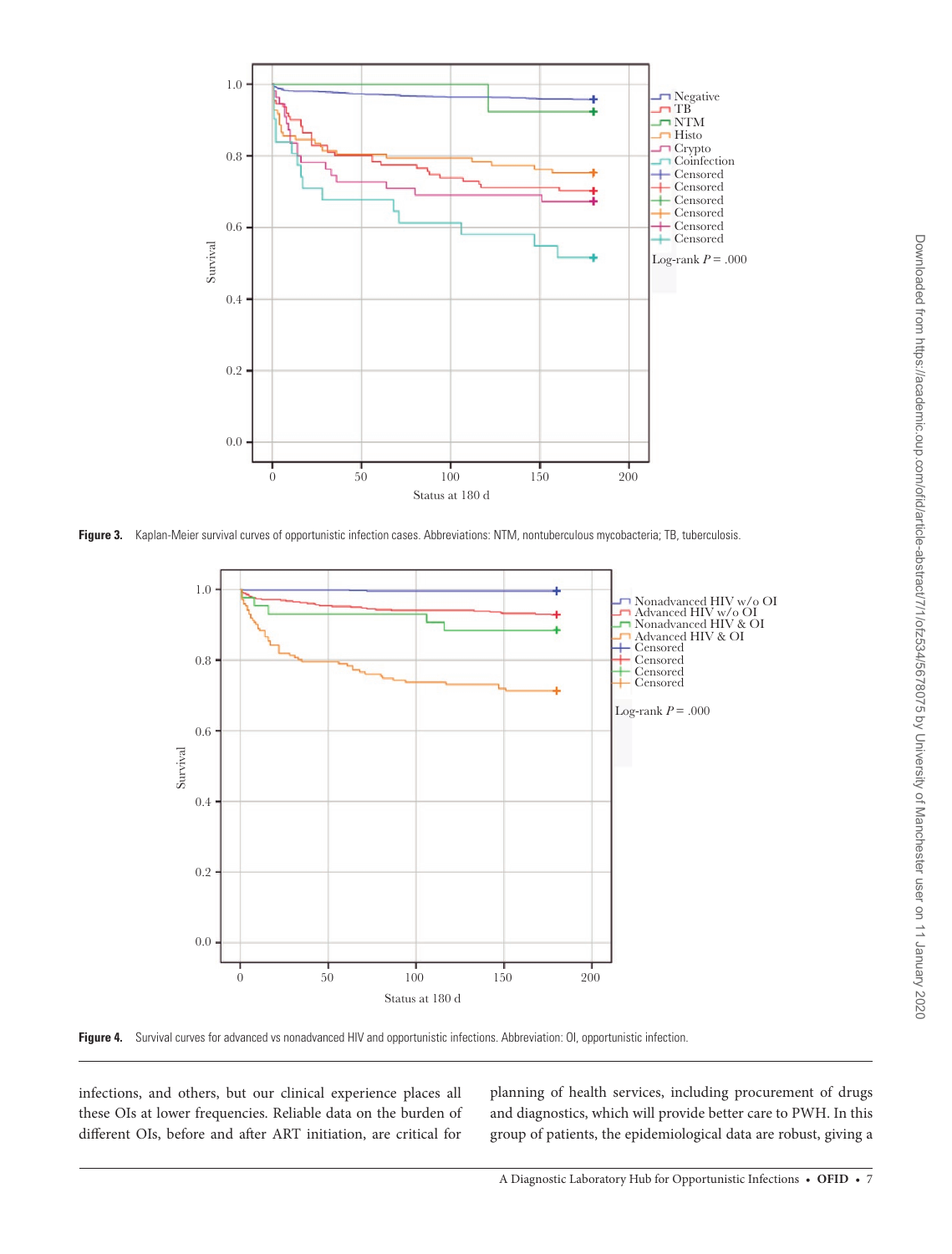Survival

1.0

0.8

0.6

0.4

0.2

0.0

0 50 100 150 200

Status at 180 d

Negative
TB
NTM
Histo
Crypto
Coinfection
Censored
Censored
Censored
Censored
Censored
Censored

Log-rank $P$ = .000

**Figure 3.** Kaplan-Meier survival curves of opportunistic infection cases. Abbreviations: NTM, nontuberculous mycobacteria; TB, tuberculosis.

Survival

1.0

0.8

0.6

0.4

0.2

0.0

0 50 100 150 200

Status at 180 d

Nonadvanced HIV w/o OI
Advanced HIV w/o OI
Nonadvanced HIV & OI
Advanced HIV & OI
Censored
Censored
Censored
Censored

Log-rank $P$ = .000

**Figure 4.** Survival curves for advanced vs nonadvanced HIV and opportunistic infections. Abbreviation: OI, opportunistic infection.

infections, and others, but our clinical experience places all these OIs at lower frequencies. Reliable data on the burden of different OIs, before and after ART initiation, are critical for planning of health services, including procurement of drugs and diagnostics, which will provide better care to PWH. In this group of patients, the epidemiological data are robust, giving a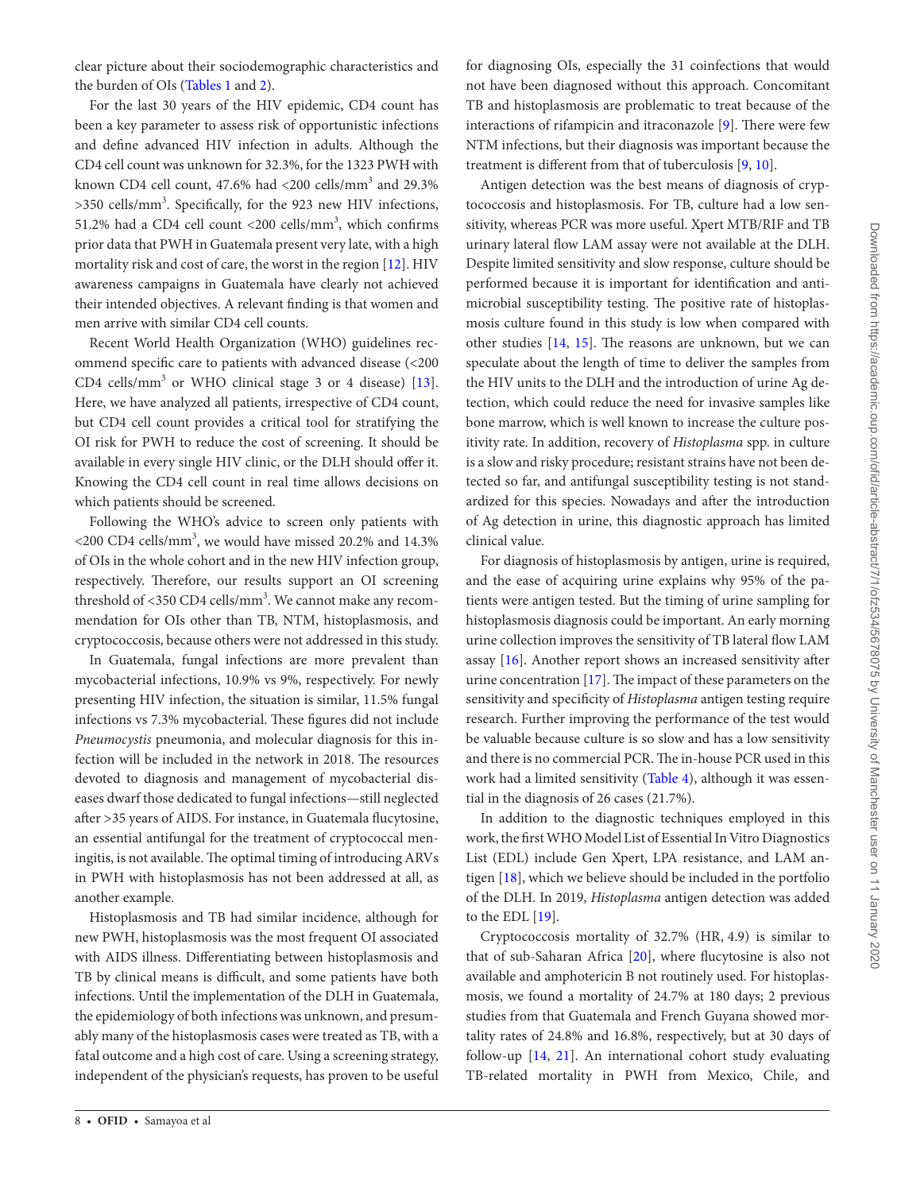clear picture about their sociodemographic characteristics and the burden of OIs (Tables 1 and 2).

For the last 30 years of the HIV epidemic, CD4 count has been a key parameter to assess risk of opportunistic infections and define advanced HIV infection in adults. Although the CD4 cell count was unknown for 32.3%, for the 1323 PWH with known CD4 cell count, 47.6% had <200 cells/mm$^3$ and 29.3% >350 cells/mm$^3$. Specifically, for the 923 new HIV infections, 51.2% had a CD4 cell count <200 cells/mm$^3$, which confirms prior data that PWH in Guatemala present very late, with a high mortality risk and cost of care, the worst in the region [12]. HIV awareness campaigns in Guatemala have clearly not achieved their intended objectives. A relevant finding is that women and men arrive with similar CD4 cell counts.

Recent World Health Organization (WHO) guidelines recommend specific care to patients with advanced disease (<200 CD4 cells/mm$^3$ or WHO clinical stage 3 or 4 disease) [13]. Here, we have analyzed all patients, irrespective of CD4 count, but CD4 cell count provides a critical tool for stratifying the OI risk for PWH to reduce the cost of screening. It should be available in every single HIV clinic, or the DLH should offer it. Knowing the CD4 cell count in real time allows decisions on which patients should be screened.

Following the WHO's advice to screen only patients with <200 CD4 cells/mm$^3$, we would have missed 20.2% and 14.3% of OIs in the whole cohort and in the new HIV infection group, respectively. Therefore, our results support an OI screening threshold of <350 CD4 cells/mm$^3$. We cannot make any recommendation for OIs other than TB, NTM, histoplasmosis, and cryptococcosis, because others were not addressed in this study.

In Guatemala, fungal infections are more prevalent than mycobacterial infections, 10.9% vs 9%, respectively. For newly presenting HIV infection, the situation is similar, 11.5% fungal infections vs 7.3% mycobacterial. These figures did not include *Pneumocystis* pneumonia, and molecular diagnosis for this infection will be included in the network in 2018. The resources devoted to diagnosis and management of mycobacterial diseases dwarf those dedicated to fungal infections—still neglected after >35 years of AIDS. For instance, in Guatemala flucytosine, an essential antifungal for the treatment of cryptococcal meningitis, is not available. The optimal timing of introducing ARVs in PWH with histoplasmosis has not been addressed at all, as another example.

Histoplasmosis and TB had similar incidence, although for new PWH, histoplasmosis was the most frequent OI associated with AIDS illness. Differentiating between histoplasmosis and TB by clinical means is difficult, and some patients have both infections. Until the implementation of the DLH in Guatemala, the epidemiology of both infections was unknown, and presumably many of the histoplasmosis cases were treated as TB, with a fatal outcome and a high cost of care. Using a screening strategy, independent of the physician's requests, has proven to be useful for diagnosing OIs, especially the 31 coinfections that would not have been diagnosed without this approach. Concomitant TB and histoplasmosis are problematic to treat because of the interactions of rifampicin and itraconazole [9]. There were few NTM infections, but their diagnosis was important because the treatment is different from that of tuberculosis [9, 10].

Antigen detection was the best means of diagnosis of cryptococcosis and histoplasmosis. For TB, culture had a low sensitivity, whereas PCR was more useful. Xpert MTB/RIF and TB urinary lateral flow LAM assay were not available at the DLH. Despite limited sensitivity and slow response, culture should be performed because it is important for identification and antimicrobial susceptibility testing. The positive rate of histoplasmosis culture found in this study is low when compared with other studies [14, 15]. The reasons are unknown, but we can speculate about the length of time to deliver the samples from the HIV units to the DLH and the introduction of urine Ag detection, which could reduce the need for invasive samples like bone marrow, which is well known to increase the culture positivity rate. In addition, recovery of *Histoplasma* spp. in culture is a slow and risky procedure; resistant strains have not been detected so far, and antifungal susceptibility testing is not standardized for this species. Nowadays and after the introduction of Ag detection in urine, this diagnostic approach has limited clinical value.

For diagnosis of histoplasmosis by antigen, urine is required, and the ease of acquiring urine explains why 95% of the patients were antigen tested. But the timing of urine sampling for histoplasmosis diagnosis could be important. An early morning urine collection improves the sensitivity of TB lateral flow LAM assay [16]. Another report shows an increased sensitivity after urine concentration [17]. The impact of these parameters on the sensitivity and specificity of *Histoplasma* antigen testing require research. Further improving the performance of the test would be valuable because culture is so slow and has a low sensitivity and there is no commercial PCR. The in-house PCR used in this work had a limited sensitivity (Table 4), although it was essential in the diagnosis of 26 cases (21.7%).

In addition to the diagnostic techniques employed in this work, the first WHO Model List of Essential In Vitro Diagnostics List (EDL) include Gen Xpert, LPA resistance, and LAM antigen [18], which we believe should be included in the portfolio of the DLH. In 2019, *Histoplasma* antigen detection was added to the EDL [19].

Cryptococcosis mortality of 32.7% (HR, 4.9) is similar to that of sub-Saharan Africa [20], where flucytosine is also not available and amphotericin B not routinely used. For histoplasmosis, we found a mortality of 24.7% at 180 days; 2 previous studies from that Guatemala and French Guyana showed mortality rates of 24.8% and 16.8%, respectively, but at 30 days of follow-up [14, 21]. An international cohort study evaluating TB-related mortality in PWH from Mexico, Chile, and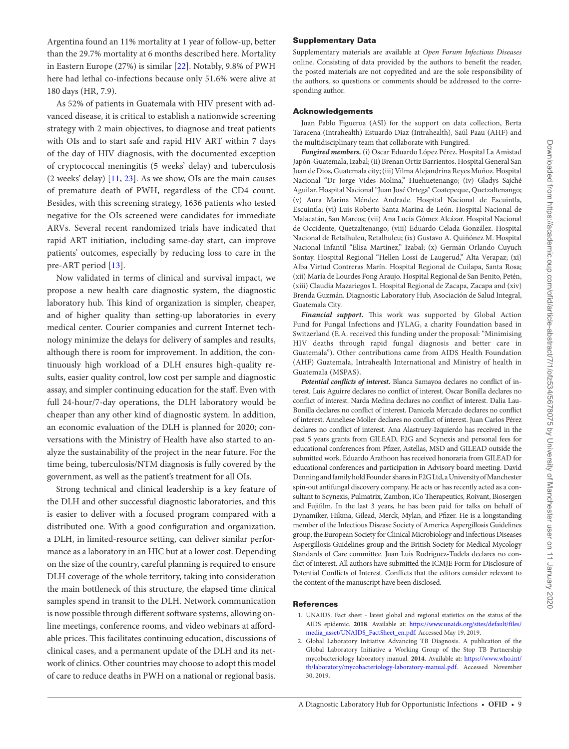Argentina found an 11% mortality at 1 year of follow-up, better than the 29.7% mortality at 6 months described here. Mortality in Eastern Europe (27%) is similar [22]. Notably, 9.8% of PWH here had lethal co-infections because only 51.6% were alive at 180 days (HR, 7.9).

As 52% of patients in Guatemala with HIV present with advanced disease, it is critical to establish a nationwide screening strategy with 2 main objectives, to diagnose and treat patients with OIs and to start safe and rapid HIV ART within 7 days of the day of HIV diagnosis, with the documented exception of cryptococcal meningitis (5 weeks' delay) and tuberculosis (2 weeks' delay) [11, 23]. As we show, OIs are the main causes of premature death of PWH, regardless of the CD4 count. Besides, with this screening strategy, 1636 patients who tested negative for the OIs screened were candidates for immediate ARVs. Several recent randomized trials have indicated that rapid ART initiation, including same-day start, can improve patients' outcomes, especially by reducing loss to care in the pre-ART period [13].

Now validated in terms of clinical and survival impact, we propose a new health care diagnostic system, the diagnostic laboratory hub. This kind of organization is simpler, cheaper, and of higher quality than setting-up laboratories in every medical center. Courier companies and current Internet technology minimize the delays for delivery of samples and results, although there is room for improvement. In addition, the continuously high workload of a DLH ensures high-quality results, easier quality control, low cost per sample and diagnostic assay, and simpler continuing education for the staff. Even with full 24-hour/7-day operations, the DLH laboratory would be cheaper than any other kind of diagnostic system. In addition, an economic evaluation of the DLH is planned for 2020; conversations with the Ministry of Health have also started to analyze the sustainability of the project in the near future. For the time being, tuberculosis/NTM diagnosis is fully covered by the government, as well as the patient's treatment for all OIs.

Strong technical and clinical leadership is a key feature of the DLH and other successful diagnostic laboratories, and this is easier to deliver with a focused program compared with a distributed one. With a good configuration and organization, a DLH, in limited-resource setting, can deliver similar performance as a laboratory in an HIC but at a lower cost. Depending on the size of the country, careful planning is required to ensure DLH coverage of the whole territory, taking into consideration the main bottleneck of this structure, the elapsed time clinical samples spend in transit to the DLH. Network communication is now possible through different software systems, allowing online meetings, conference rooms, and video webinars at affordable prices. This facilitates continuing education, discussions of clinical cases, and a permanent update of the DLH and its network of clinics. Other countries may choose to adopt this model of care to reduce deaths in PWH on a national or regional basis.

## Supplementary Data

Supplementary materials are available at *Open Forum Infectious Diseases* online. Consisting of data provided by the authors to benefit the reader, the posted materials are not copyedited and are the sole responsibility of the authors, so questions or comments should be addressed to the corresponding author.

## Acknowledgements

Juan Pablo Figueroa (ASI) for the support on data collection, Berta Taracena (Intrahealth) Estuardo Diaz (Intrahealth), Saúl Paau (AHF) and the multidisciplinary team that collaborate with Fungired.

***Fungired members.*** (i) Oscar Eduardo López Pérez. Hospital La Amistad Japón-Guatemala, Izabal; (ii) Brenan Ortiz Barrientos. Hospital General San Juan de Dios, Guatemala city; (iii) Vilma Alejandrina Reyes Muñoz. Hospital Nacional "Dr Jorge Vides Molina," Huehuetenango; (iv) Gladys Sajché Aguilar. Hospital Nacional "Juan José Ortega" Coatepeque, Quetzaltenango; (v) Aura Marina Méndez Andrade. Hospital Nacional de Escuintla, Escuintla; (vi) Luis Roberto Santa Marina de León. Hospital Nacional de Malacatán, San Marcos; (vii) Ana Lucía Gómez Alcázar. Hospital Nacional de Occidente, Quetzaltenango; (viii) Eduardo Celada González. Hospital Nacional de Retalhuleu, Retalhuleu; (ix) Gustavo A. Quiñónez M. Hospital Nacional Infantil "Elisa Martínez," Izabal; (x) Germán Orlando Cuyuch Sontay. Hospital Regional "Hellen Lossi de Laugerud," Alta Verapaz; (xi) Alba Virtud Contreras Marín. Hospital Regional de Cuilapa, Santa Rosa; (xii) María de Lourdes Fong Araujo. Hospital Regional de San Benito, Petén, (xiii) Claudia Mazariegos L. Hospital Regional de Zacapa, Zacapa and (xiv) Brenda Guzmán. Diagnostic Laboratory Hub, Asociación de Salud Integral, Guatemala City.

***Financial support.*** This work was supported by Global Action Fund for Fungal Infections and JYLAG, a charity Foundation based in Switzerland (E.A. received this funding under the proposal: "Minimising HIV deaths through rapid fungal diagnosis and better care in Guatemala"). Other contributions came from AIDS Health Foundation (AHF) Guatemala, Intrahealth International and Ministry of health in Guatemala (MSPAS).

***Potential conflicts of interest.*** Blanca Samayoa declares no conflict of interest. Luis Aguirre declares no conflict of interest. Oscar Bonilla declares no conflict of interest. Narda Medina declares no conflict of interest. Dalia Lau-Bonilla declares no conflict of interest. Danicela Mercado declares no conflict of interest. Anneliese Moller declares no conflict of interest. Juan Carlos Pérez declares no conflict of interest. Ana Alastruey-Izquierdo has received in the past 5 years grants from GILEAD, F2G and Scynexis and personal fees for educational conferences from Pfizer, Astellas, MSD and GILEAD outside the submitted work. Eduardo Arathoon has received honoraria from GILEAD for educational conferences and participation in Advisory board meeting. David Denning and family hold Founder shares in F2G Ltd, a University of Manchester spin-out antifungal discovery company. He acts or has recently acted as a consultant to Scynexis, Pulmatrix, Zambon, iCo Therapeutics, Roivant, Biosergen and Fujifilm. In the last 3 years, he has been paid for talks on behalf of Dynamiker, Hikma, Gilead, Merck, Mylan, and Pfizer. He is a longstanding member of the Infectious Disease Society of America Aspergillosis Guidelines group, the European Society for Clinical Microbiology and Infectious Diseases Aspergillosis Guidelines group and the British Society for Medical Mycology Standards of Care committee. Juan Luis Rodriguez-Tudela declares no conflict of interest. All authors have submitted the ICMJE Form for Disclosure of Potential Conflicts of Interest. Conflicts that the editors consider relevant to the content of the manuscript have been disclosed.

## References

1. UNAIDS. Fact sheet - latest global and regional statistics on the status of the AIDS epidemic. **2018**. Available at: https://www.unaids.org/sites/default/files/media_asset/UNAIDS_FactSheet_en.pdf. Accessed May 19, 2019.
2. Global Laboratory Initiative Advancing TB Diagnosis. A publication of the Global Laboratory Initiative a Working Group of the Stop TB Partnership mycobacteriology laboratory manual. **2014**. Available at: https://www.who.int/tb/laboratory/mycobacteriology-laboratory-manual.pdf. Accessed November 30, 2019.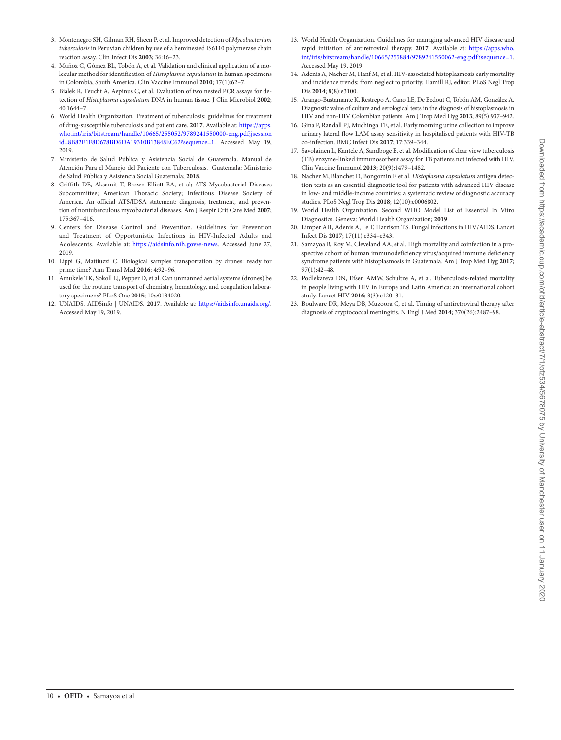3. Montenegro SH, Gilman RH, Sheen P, et al. Improved detection of *Mycobacterium tuberculosis* in Peruvian children by use of a heminested IS6110 polymerase chain reaction assay. Clin Infect Dis **2003**; 36:16–23.
4. Muñoz C, Gómez BL, Tobón A, et al. Validation and clinical application of a molecular method for identification of *Histoplasma capsulatum* in human specimens in Colombia, South America. Clin Vaccine Immunol **2010**; 17(1):62–7.
5. Bialek R, Feucht A, Aepinus C, et al. Evaluation of two nested PCR assays for detection of *Histoplasma capsulatum* DNA in human tissue. J Clin Microbiol **2002**; 40:1644–7.
6. World Health Organization. Treatment of tuberculosis: guidelines for treatment of drug-susceptible tuberculosis and patient care. **2017**. Available at: https://apps.who.int/iris/bitstream/handle/10665/255052/9789241550000-eng.pdf;jsessionid=8B82E1F8D678BD6DA19310B13848EC62?sequence=1. Accessed May 19, 2019.
7. Ministerio de Salud Pública y Asistencia Social de Guatemala. Manual de Atención Para el Manejo del Paciente con Tuberculosis. Guatemala: Ministerio de Salud Pública y Asistencia Social Guatemala; **2018**.
8. Griffith DE, Aksamit T, Brown-Elliott BA, et al; ATS Mycobacterial Diseases Subcommittee; American Thoracic Society; Infectious Disease Society of America. An official ATS/IDSA statement: diagnosis, treatment, and prevention of nontuberculous mycobacterial diseases. Am J Respir Crit Care Med **2007**; 175:367–416.
9. Centers for Disease Control and Prevention. Guidelines for Prevention and Treatment of Opportunistic Infections in HIV-Infected Adults and Adolescents. Available at: https://aidsinfo.nih.gov/e-news. Accessed June 27, 2019.
10. Lippi G, Mattiuzzi C. Biological samples transportation by drones: ready for prime time? Ann Transl Med **2016**; 4:92–96.
11. Amukele TK, Sokoll LJ, Pepper D, et al. Can unmanned aerial systems (drones) be used for the routine transport of chemistry, hematology, and coagulation laboratory specimens? PLoS One **2015**; 10:e0134020.
12. UNAIDS. AIDSinfo | UNAIDS. **2017**. Available at: https://aidsinfo.unaids.org/. Accessed May 19, 2019.
13. World Health Organization. Guidelines for managing advanced HIV disease and rapid initiation of antiretroviral therapy. **2017**. Available at: https://apps.who.int/iris/bitstream/handle/10665/255884/9789241550062-eng.pdf?sequence=1. Accessed May 19, 2019.
14. Adenis A, Nacher M, Hanf M, et al. HIV-associated histoplasmosis early mortality and incidence trends: from neglect to priority. Hamill RJ, editor. PLoS Negl Trop Dis **2014**; 8(8):e3100.
15. Arango-Bustamante K, Restrepo A, Cano LE, De Bedout C, Tobón AM, González A. Diagnostic value of culture and serological tests in the diagnosis of histoplasmosis in HIV and non-HIV Colombian patients. Am J Trop Med Hyg **2013**; 89(5):937–942.
16. Gina P, Randall PJ, Muchinga TE, et al. Early morning urine collection to improve urinary lateral flow LAM assay sensitivity in hospitalised patients with HIV-TB co-infection. BMC Infect Dis **2017**; 17:339–344.
17. Savolainen L, Kantele A, Sandboge B, et al. Modification of clear view tuberculosis (TB) enzyme-linked immunosorbent assay for TB patients not infected with HIV. Clin Vaccine Immunol **2013**; 20(9):1479–1482.
18. Nacher M, Blanchet D, Bongomin F, et al. *Histoplasma capsulatum* antigen detection tests as an essential diagnostic tool for patients with advanced HIV disease in low- and middle-income countries: a systematic review of diagnostic accuracy studies. PLoS Negl Trop Dis **2018**; 12(10):e0006802.
19. World Health Organization. Second WHO Model List of Essential In Vitro Diagnostics. Geneva: World Health Organization; **2019**.
20. Limper AH, Adenis A, Le T, Harrison TS. Fungal infections in HIV/AIDS. Lancet Infect Dis **2017**; 17(11):e334–e343.
21. Samayoa B, Roy M, Cleveland AA, et al. High mortality and coinfection in a prospective cohort of human immunodeficiency virus/acquired immune deficiency syndrome patients with histoplasmosis in Guatemala. Am J Trop Med Hyg **2017**; 97(1):42–48.
22. Podlekareva DN, Efsen AMW, Schultze A, et al. Tuberculosis-related mortality in people living with HIV in Europe and Latin America: an international cohort study. Lancet HIV **2016**; 3(3):e120–31.
23. Boulware DR, Meya DB, Muzoora C, et al. Timing of antiretroviral therapy after diagnosis of cryptococcal meningitis. N Engl J Med **2014**; 370(26):2487–98.